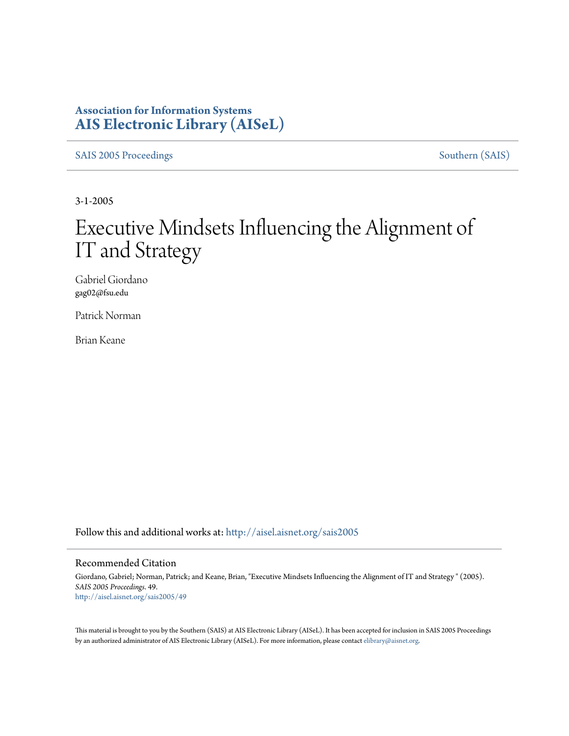**Association for Information Systems**
**AIS Electronic Library (AISeL)**

SAIS 2005 Proceedings | Southern (SAIS)

3-1-2005

# Executive Mindsets Influencing the Alignment of IT and Strategy

Gabriel Giordano
gag02@fsu.edu

Patrick Norman

Brian Keane

Follow this and additional works at: http://aisel.aisnet.org/sais2005

## Recommended Citation

Giordano, Gabriel; Norman, Patrick; and Keane, Brian, "Executive Mindsets Influencing the Alignment of IT and Strategy " (2005). *SAIS 2005 Proceedings*. 49.
http://aisel.aisnet.org/sais2005/49

This material is brought to you by the Southern (SAIS) at AIS Electronic Library (AISeL). It has been accepted for inclusion in SAIS 2005 Proceedings by an authorized administrator of AIS Electronic Library (AISeL). For more information, please contact elibrary@aisnet.org.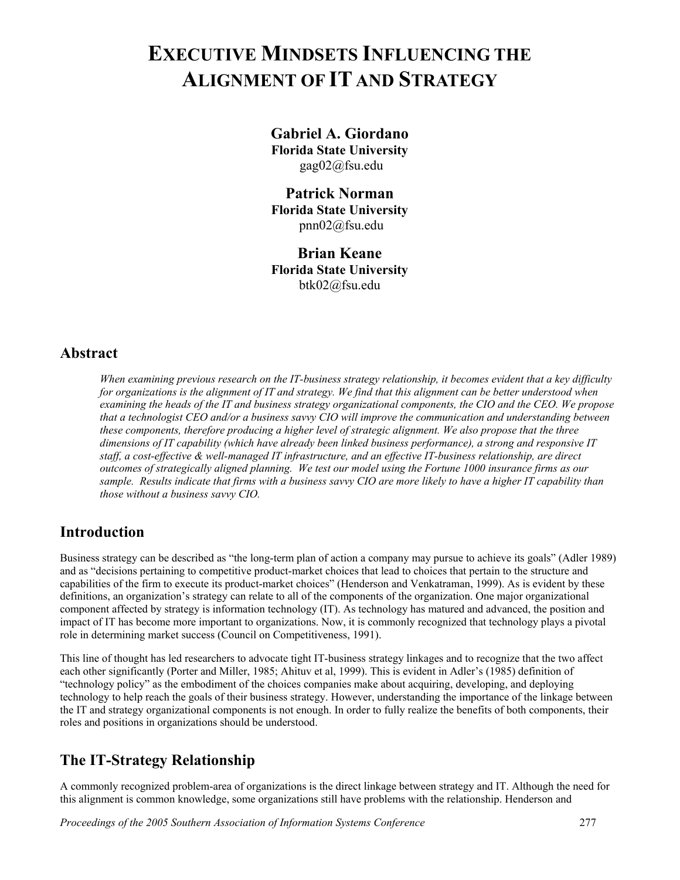# EXECUTIVE MINDSETS INFLUENCING THE ALIGNMENT OF IT AND STRATEGY

**Gabriel A. Giordano**
**Florida State University**
gag02@fsu.edu

**Patrick Norman**
**Florida State University**
pnn02@fsu.edu

**Brian Keane**
**Florida State University**
btk02@fsu.edu

## Abstract

*When examining previous research on the IT-business strategy relationship, it becomes evident that a key difficulty for organizations is the alignment of IT and strategy. We find that this alignment can be better understood when examining the heads of the IT and business strategy organizational components, the CIO and the CEO. We propose that a technologist CEO and/or a business savvy CIO will improve the communication and understanding between these components, therefore producing a higher level of strategic alignment. We also propose that the three dimensions of IT capability (which have already been linked business performance), a strong and responsive IT staff, a cost-effective & well-managed IT infrastructure, and an effective IT-business relationship, are direct outcomes of strategically aligned planning. We test our model using the Fortune 1000 insurance firms as our sample. Results indicate that firms with a business savvy CIO are more likely to have a higher IT capability than those without a business savvy CIO.*

## Introduction

Business strategy can be described as "the long-term plan of action a company may pursue to achieve its goals" (Adler 1989) and as "decisions pertaining to competitive product-market choices that lead to choices that pertain to the structure and capabilities of the firm to execute its product-market choices" (Henderson and Venkatraman, 1999). As is evident by these definitions, an organization's strategy can relate to all of the components of the organization. One major organizational component affected by strategy is information technology (IT). As technology has matured and advanced, the position and impact of IT has become more important to organizations. Now, it is commonly recognized that technology plays a pivotal role in determining market success (Council on Competitiveness, 1991).

This line of thought has led researchers to advocate tight IT-business strategy linkages and to recognize that the two affect each other significantly (Porter and Miller, 1985; Ahituv et al, 1999). This is evident in Adler's (1985) definition of "technology policy" as the embodiment of the choices companies make about acquiring, developing, and deploying technology to help reach the goals of their business strategy. However, understanding the importance of the linkage between the IT and strategy organizational components is not enough. In order to fully realize the benefits of both components, their roles and positions in organizations should be understood.

## The IT-Strategy Relationship

A commonly recognized problem-area of organizations is the direct linkage between strategy and IT. Although the need for this alignment is common knowledge, some organizations still have problems with the relationship. Henderson and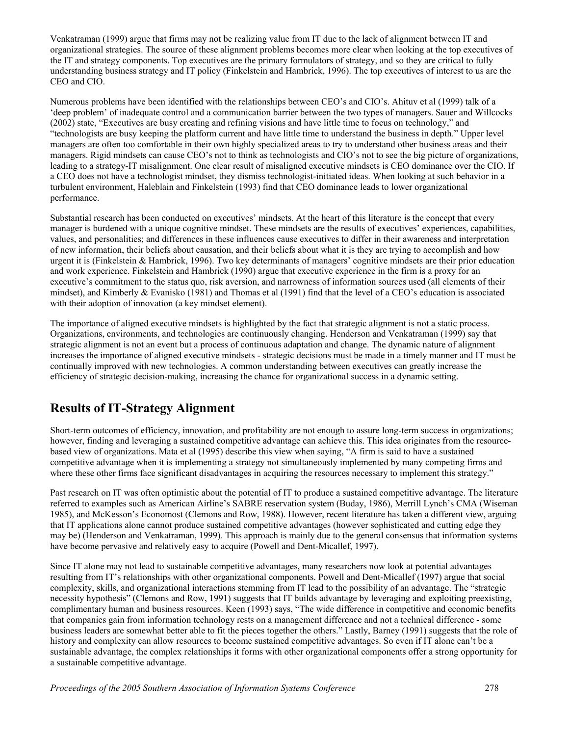Venkatraman (1999) argue that firms may not be realizing value from IT due to the lack of alignment between IT and organizational strategies. The source of these alignment problems becomes more clear when looking at the top executives of the IT and strategy components. Top executives are the primary formulators of strategy, and so they are critical to fully understanding business strategy and IT policy (Finkelstein and Hambrick, 1996). The top executives of interest to us are the CEO and CIO.

Numerous problems have been identified with the relationships between CEO's and CIO's. Ahituv et al (1999) talk of a 'deep problem' of inadequate control and a communication barrier between the two types of managers. Sauer and Willcocks (2002) state, "Executives are busy creating and refining visions and have little time to focus on technology," and "technologists are busy keeping the platform current and have little time to understand the business in depth." Upper level managers are often too comfortable in their own highly specialized areas to try to understand other business areas and their managers. Rigid mindsets can cause CEO's not to think as technologists and CIO's not to see the big picture of organizations, leading to a strategy-IT misalignment. One clear result of misaligned executive mindsets is CEO dominance over the CIO. If a CEO does not have a technologist mindset, they dismiss technologist-initiated ideas. When looking at such behavior in a turbulent environment, Haleblain and Finkelstein (1993) find that CEO dominance leads to lower organizational performance.

Substantial research has been conducted on executives' mindsets. At the heart of this literature is the concept that every manager is burdened with a unique cognitive mindset. These mindsets are the results of executives' experiences, capabilities, values, and personalities; and differences in these influences cause executives to differ in their awareness and interpretation of new information, their beliefs about causation, and their beliefs about what it is they are trying to accomplish and how urgent it is (Finkelstein & Hambrick, 1996). Two key determinants of managers' cognitive mindsets are their prior education and work experience. Finkelstein and Hambrick (1990) argue that executive experience in the firm is a proxy for an executive's commitment to the status quo, risk aversion, and narrowness of information sources used (all elements of their mindset), and Kimberly & Evanisko (1981) and Thomas et al (1991) find that the level of a CEO's education is associated with their adoption of innovation (a key mindset element).

The importance of aligned executive mindsets is highlighted by the fact that strategic alignment is not a static process. Organizations, environments, and technologies are continuously changing. Henderson and Venkatraman (1999) say that strategic alignment is not an event but a process of continuous adaptation and change. The dynamic nature of alignment increases the importance of aligned executive mindsets - strategic decisions must be made in a timely manner and IT must be continually improved with new technologies. A common understanding between executives can greatly increase the efficiency of strategic decision-making, increasing the chance for organizational success in a dynamic setting.

## Results of IT-Strategy Alignment

Short-term outcomes of efficiency, innovation, and profitability are not enough to assure long-term success in organizations; however, finding and leveraging a sustained competitive advantage can achieve this. This idea originates from the resource-based view of organizations. Mata et al (1995) describe this view when saying, "A firm is said to have a sustained competitive advantage when it is implementing a strategy not simultaneously implemented by many competing firms and where these other firms face significant disadvantages in acquiring the resources necessary to implement this strategy."

Past research on IT was often optimistic about the potential of IT to produce a sustained competitive advantage. The literature referred to examples such as American Airline's SABRE reservation system (Buday, 1986), Merrill Lynch's CMA (Wiseman 1985), and McKesson's Economost (Clemons and Row, 1988). However, recent literature has taken a different view, arguing that IT applications alone cannot produce sustained competitive advantages (however sophisticated and cutting edge they may be) (Henderson and Venkatraman, 1999). This approach is mainly due to the general consensus that information systems have become pervasive and relatively easy to acquire (Powell and Dent-Micallef, 1997).

Since IT alone may not lead to sustainable competitive advantages, many researchers now look at potential advantages resulting from IT's relationships with other organizational components. Powell and Dent-Micallef (1997) argue that social complexity, skills, and organizational interactions stemming from IT lead to the possibility of an advantage. The "strategic necessity hypothesis" (Clemons and Row, 1991) suggests that IT builds advantage by leveraging and exploiting preexisting, complimentary human and business resources. Keen (1993) says, "The wide difference in competitive and economic benefits that companies gain from information technology rests on a management difference and not a technical difference - some business leaders are somewhat better able to fit the pieces together the others." Lastly, Barney (1991) suggests that the role of history and complexity can allow resources to become sustained competitive advantages. So even if IT alone can't be a sustainable advantage, the complex relationships it forms with other organizational components offer a strong opportunity for a sustainable competitive advantage.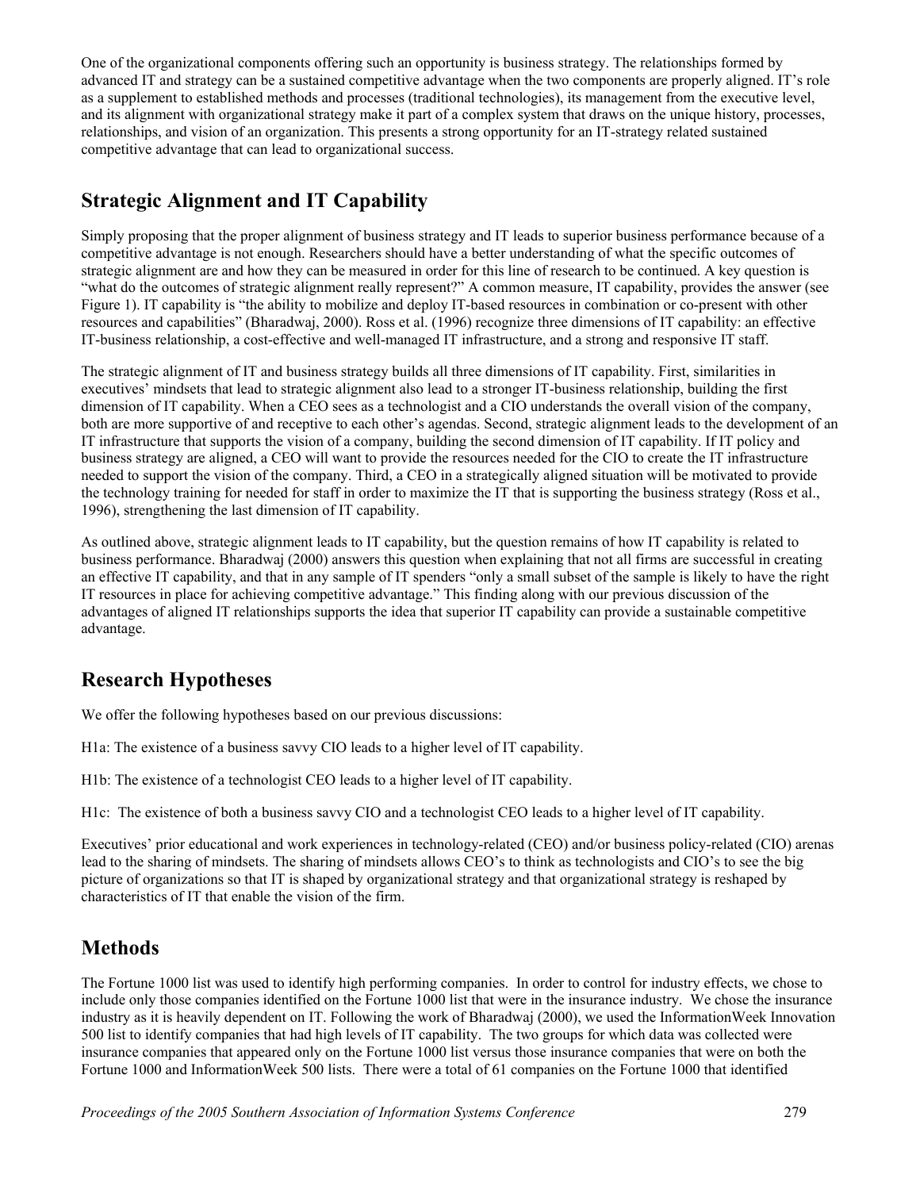One of the organizational components offering such an opportunity is business strategy. The relationships formed by advanced IT and strategy can be a sustained competitive advantage when the two components are properly aligned. IT's role as a supplement to established methods and processes (traditional technologies), its management from the executive level, and its alignment with organizational strategy make it part of a complex system that draws on the unique history, processes, relationships, and vision of an organization. This presents a strong opportunity for an IT-strategy related sustained competitive advantage that can lead to organizational success.

## Strategic Alignment and IT Capability

Simply proposing that the proper alignment of business strategy and IT leads to superior business performance because of a competitive advantage is not enough. Researchers should have a better understanding of what the specific outcomes of strategic alignment are and how they can be measured in order for this line of research to be continued. A key question is "what do the outcomes of strategic alignment really represent?" A common measure, IT capability, provides the answer (see Figure 1). IT capability is "the ability to mobilize and deploy IT-based resources in combination or co-present with other resources and capabilities" (Bharadwaj, 2000). Ross et al. (1996) recognize three dimensions of IT capability: an effective IT-business relationship, a cost-effective and well-managed IT infrastructure, and a strong and responsive IT staff.

The strategic alignment of IT and business strategy builds all three dimensions of IT capability. First, similarities in executives' mindsets that lead to strategic alignment also lead to a stronger IT-business relationship, building the first dimension of IT capability. When a CEO sees as a technologist and a CIO understands the overall vision of the company, both are more supportive of and receptive to each other's agendas. Second, strategic alignment leads to the development of an IT infrastructure that supports the vision of a company, building the second dimension of IT capability. If IT policy and business strategy are aligned, a CEO will want to provide the resources needed for the CIO to create the IT infrastructure needed to support the vision of the company. Third, a CEO in a strategically aligned situation will be motivated to provide the technology training for needed for staff in order to maximize the IT that is supporting the business strategy (Ross et al., 1996), strengthening the last dimension of IT capability.

As outlined above, strategic alignment leads to IT capability, but the question remains of how IT capability is related to business performance. Bharadwaj (2000) answers this question when explaining that not all firms are successful in creating an effective IT capability, and that in any sample of IT spenders "only a small subset of the sample is likely to have the right IT resources in place for achieving competitive advantage." This finding along with our previous discussion of the advantages of aligned IT relationships supports the idea that superior IT capability can provide a sustainable competitive advantage.

## Research Hypotheses

We offer the following hypotheses based on our previous discussions:

H1a: The existence of a business savvy CIO leads to a higher level of IT capability.

H1b: The existence of a technologist CEO leads to a higher level of IT capability.

H1c: The existence of both a business savvy CIO and a technologist CEO leads to a higher level of IT capability.

Executives' prior educational and work experiences in technology-related (CEO) and/or business policy-related (CIO) arenas lead to the sharing of mindsets. The sharing of mindsets allows CEO's to think as technologists and CIO's to see the big picture of organizations so that IT is shaped by organizational strategy and that organizational strategy is reshaped by characteristics of IT that enable the vision of the firm.

## Methods

The Fortune 1000 list was used to identify high performing companies. In order to control for industry effects, we chose to include only those companies identified on the Fortune 1000 list that were in the insurance industry. We chose the insurance industry as it is heavily dependent on IT. Following the work of Bharadwaj (2000), we used the InformationWeek Innovation 500 list to identify companies that had high levels of IT capability. The two groups for which data was collected were insurance companies that appeared only on the Fortune 1000 list versus those insurance companies that were on both the Fortune 1000 and InformationWeek 500 lists. There were a total of 61 companies on the Fortune 1000 that identified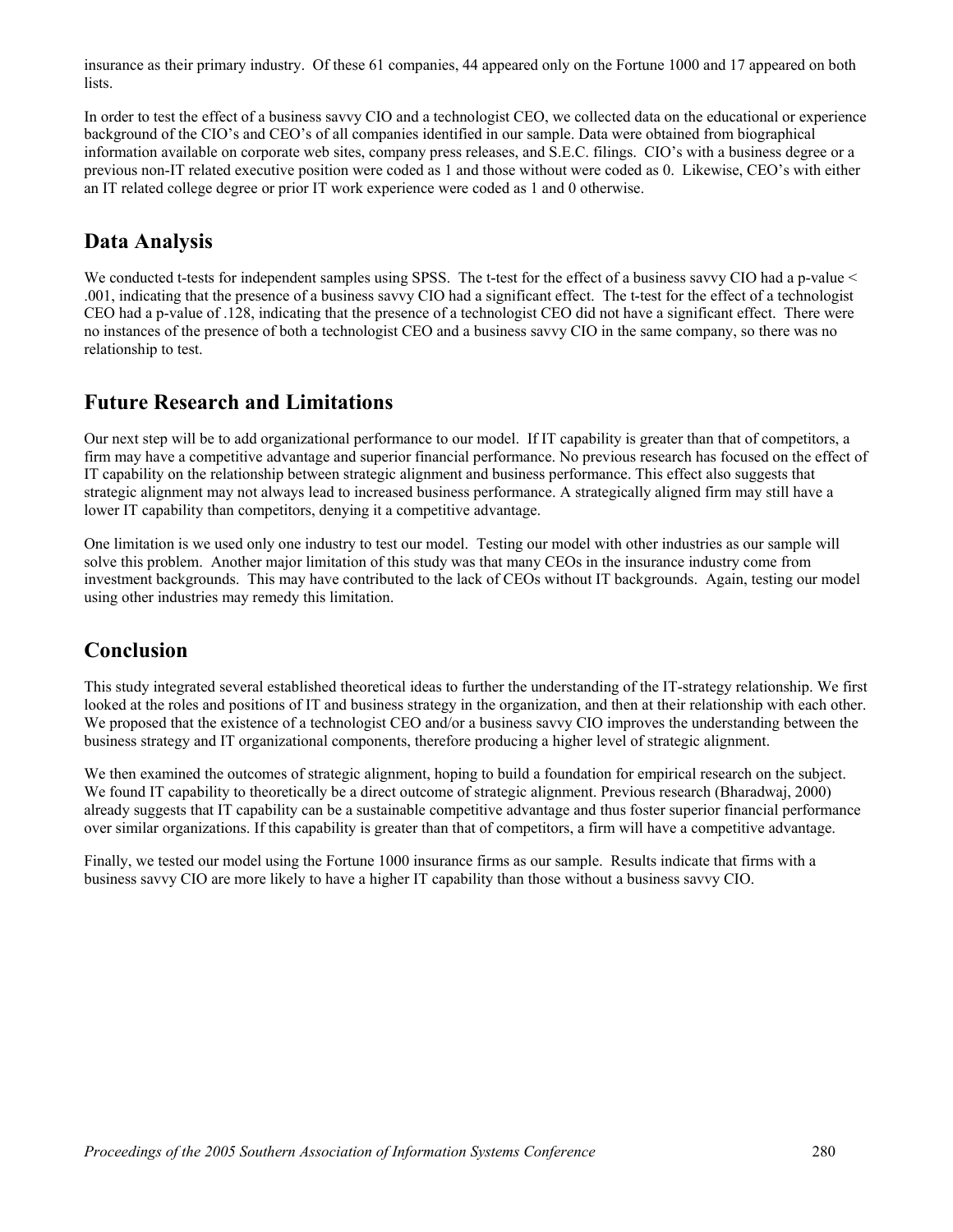insurance as their primary industry. Of these 61 companies, 44 appeared only on the Fortune 1000 and 17 appeared on both lists.

In order to test the effect of a business savvy CIO and a technologist CEO, we collected data on the educational or experience background of the CIO's and CEO's of all companies identified in our sample. Data were obtained from biographical information available on corporate web sites, company press releases, and S.E.C. filings. CIO's with a business degree or a previous non-IT related executive position were coded as 1 and those without were coded as 0. Likewise, CEO's with either an IT related college degree or prior IT work experience were coded as 1 and 0 otherwise.

## Data Analysis

We conducted t-tests for independent samples using SPSS. The t-test for the effect of a business savvy CIO had a p-value $< .001$, indicating that the presence of a business savvy CIO had a significant effect. The t-test for the effect of a technologist CEO had a p-value of .128, indicating that the presence of a technologist CEO did not have a significant effect. There were no instances of the presence of both a technologist CEO and a business savvy CIO in the same company, so there was no relationship to test.

## Future Research and Limitations

Our next step will be to add organizational performance to our model. If IT capability is greater than that of competitors, a firm may have a competitive advantage and superior financial performance. No previous research has focused on the effect of IT capability on the relationship between strategic alignment and business performance. This effect also suggests that strategic alignment may not always lead to increased business performance. A strategically aligned firm may still have a lower IT capability than competitors, denying it a competitive advantage.

One limitation is we used only one industry to test our model. Testing our model with other industries as our sample will solve this problem. Another major limitation of this study was that many CEOs in the insurance industry come from investment backgrounds. This may have contributed to the lack of CEOs without IT backgrounds. Again, testing our model using other industries may remedy this limitation.

## Conclusion

This study integrated several established theoretical ideas to further the understanding of the IT-strategy relationship. We first looked at the roles and positions of IT and business strategy in the organization, and then at their relationship with each other. We proposed that the existence of a technologist CEO and/or a business savvy CIO improves the understanding between the business strategy and IT organizational components, therefore producing a higher level of strategic alignment.

We then examined the outcomes of strategic alignment, hoping to build a foundation for empirical research on the subject. We found IT capability to theoretically be a direct outcome of strategic alignment. Previous research (Bharadwaj, 2000) already suggests that IT capability can be a sustainable competitive advantage and thus foster superior financial performance over similar organizations. If this capability is greater than that of competitors, a firm will have a competitive advantage.

Finally, we tested our model using the Fortune 1000 insurance firms as our sample. Results indicate that firms with a business savvy CIO are more likely to have a higher IT capability than those without a business savvy CIO.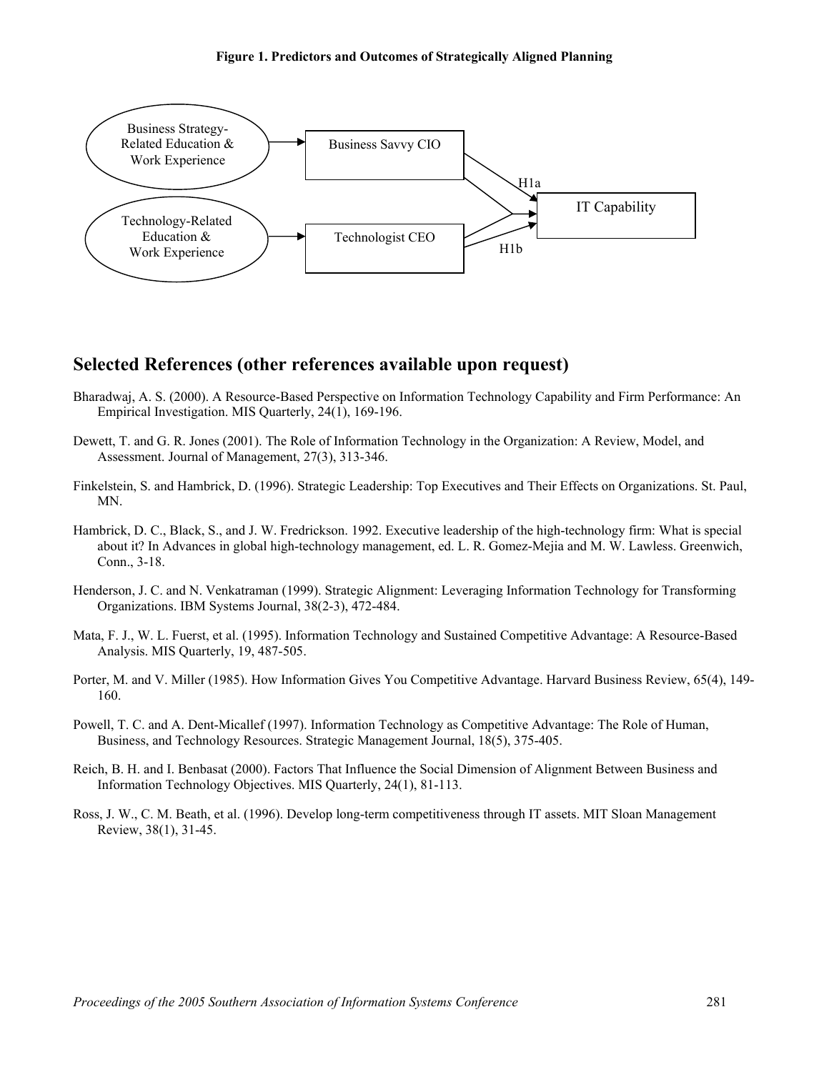**Figure 1. Predictors and Outcomes of Strategically Aligned Planning**

Business Strategy-Related Education & Work Experience

Business Savvy CIO

Technology-Related Education & Work Experience

Technologist CEO

H1a

H1b

IT Capability

## Selected References (other references available upon request)

Bharadwaj, A. S. (2000). A Resource-Based Perspective on Information Technology Capability and Firm Performance: An Empirical Investigation. MIS Quarterly, 24(1), 169-196.

Dewett, T. and G. R. Jones (2001). The Role of Information Technology in the Organization: A Review, Model, and Assessment. Journal of Management, 27(3), 313-346.

Finkelstein, S. and Hambrick, D. (1996). Strategic Leadership: Top Executives and Their Effects on Organizations. St. Paul, MN.

Hambrick, D. C., Black, S., and J. W. Fredrickson. 1992. Executive leadership of the high-technology firm: What is special about it? In Advances in global high-technology management, ed. L. R. Gomez-Mejia and M. W. Lawless. Greenwich, Conn., 3-18.

Henderson, J. C. and N. Venkatraman (1999). Strategic Alignment: Leveraging Information Technology for Transforming Organizations. IBM Systems Journal, 38(2-3), 472-484.

Mata, F. J., W. L. Fuerst, et al. (1995). Information Technology and Sustained Competitive Advantage: A Resource-Based Analysis. MIS Quarterly, 19, 487-505.

Porter, M. and V. Miller (1985). How Information Gives You Competitive Advantage. Harvard Business Review, 65(4), 149-160.

Powell, T. C. and A. Dent-Micallef (1997). Information Technology as Competitive Advantage: The Role of Human, Business, and Technology Resources. Strategic Management Journal, 18(5), 375-405.

Reich, B. H. and I. Benbasat (2000). Factors That Influence the Social Dimension of Alignment Between Business and Information Technology Objectives. MIS Quarterly, 24(1), 81-113.

Ross, J. W., C. M. Beath, et al. (1996). Develop long-term competitiveness through IT assets. MIT Sloan Management Review, 38(1), 31-45.